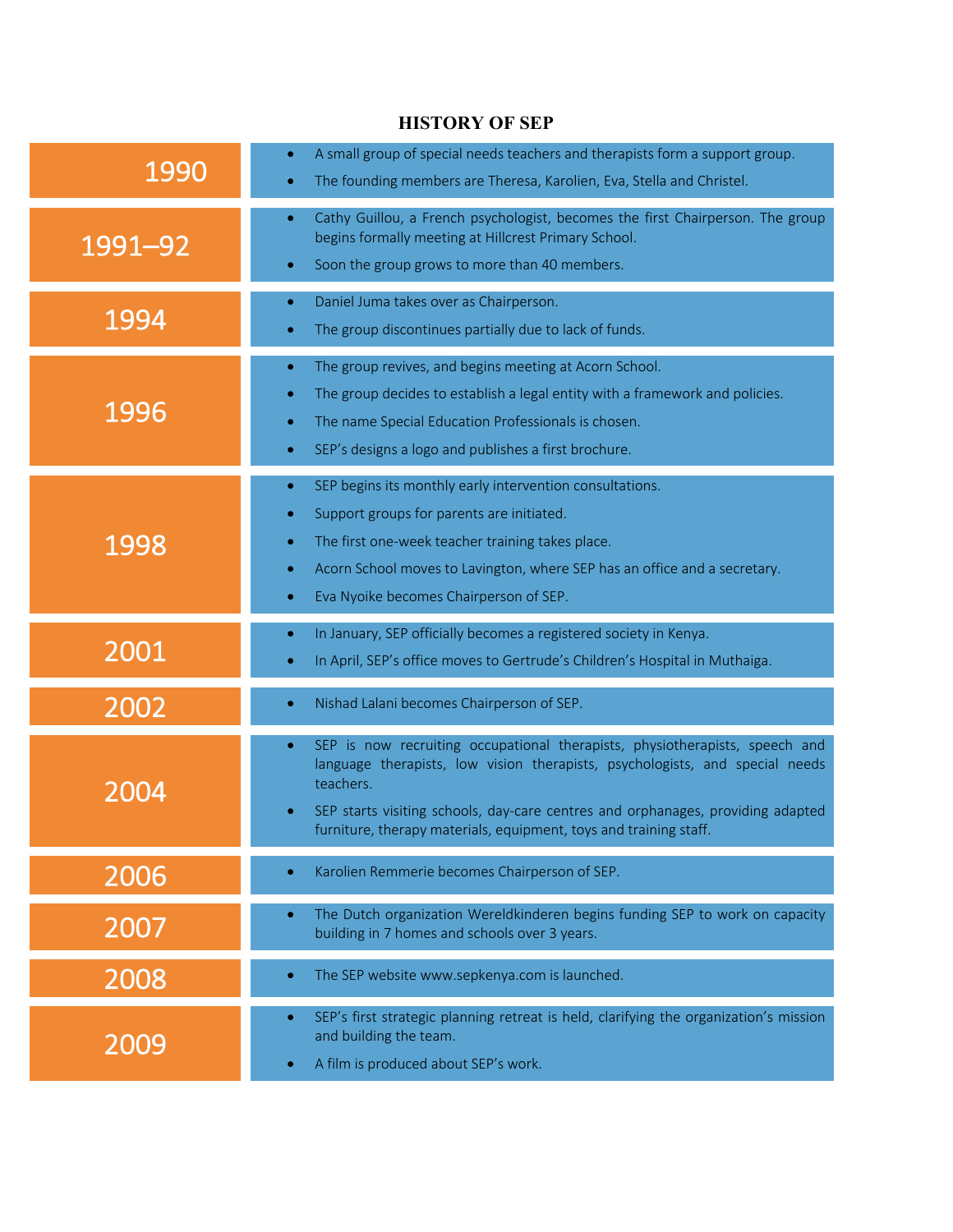# HISTORY OF SEP

## 1990

- A small group of special needs teachers and therapists form a support group.
- The founding members are Theresa, Karolien, Eva, Stella and Christel.

## 1991–92

- Cathy Guillou, a French psychologist, becomes the first Chairperson. The group begins formally meeting at Hillcrest Primary School.
- Soon the group grows to more than 40 members.

## 1994

- Daniel Juma takes over as Chairperson.
- The group discontinues partially due to lack of funds.

## 1996

- The group revives, and begins meeting at Acorn School.
- The group decides to establish a legal entity with a framework and policies.
- The name Special Education Professionals is chosen.
- SEP's designs a logo and publishes a first brochure.

## 1998

- SEP begins its monthly early intervention consultations.
- Support groups for parents are initiated.
- The first one-week teacher training takes place.
- Acorn School moves to Lavington, where SEP has an office and a secretary.
- Eva Nyoike becomes Chairperson of SEP.

## 2001

- In January, SEP officially becomes a registered society in Kenya.
- In April, SEP's office moves to Gertrude's Children's Hospital in Muthaiga.

## 2002

- Nishad Lalani becomes Chairperson of SEP.

## 2004

- SEP is now recruiting occupational therapists, physiotherapists, speech and language therapists, low vision therapists, psychologists, and special needs teachers.
- SEP starts visiting schools, day-care centres and orphanages, providing adapted furniture, therapy materials, equipment, toys and training staff.

## 2006

- Karolien Remmerie becomes Chairperson of SEP.

## 2007

- The Dutch organization Wereldkinderen begins funding SEP to work on capacity building in 7 homes and schools over 3 years.

## 2008

- The SEP website www.sepkenya.com is launched.

## 2009

- SEP's first strategic planning retreat is held, clarifying the organization's mission and building the team.
- A film is produced about SEP's work.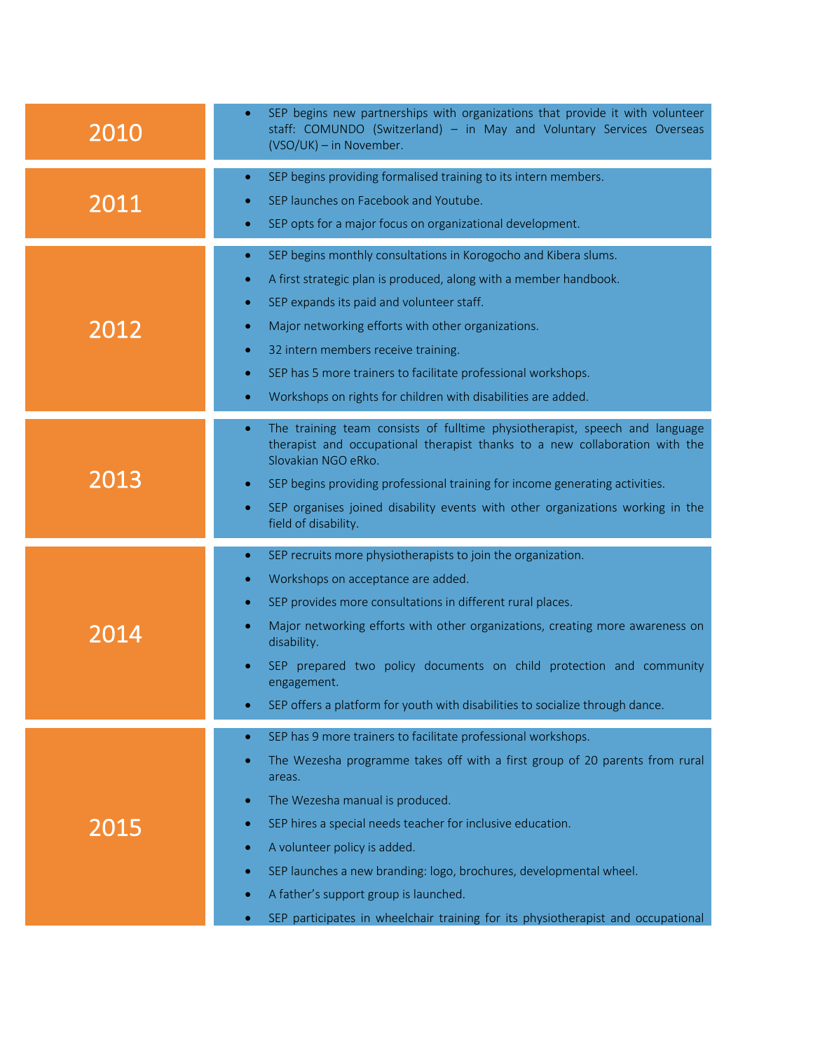## 2010

- SEP begins new partnerships with organizations that provide it with volunteer staff: COMUNDO (Switzerland) – in May and Voluntary Services Overseas (VSO/UK) – in November.

## 2011

- SEP begins providing formalised training to its intern members.
- SEP launches on Facebook and Youtube.
- SEP opts for a major focus on organizational development.

## 2012

- SEP begins monthly consultations in Korogocho and Kibera slums.
- A first strategic plan is produced, along with a member handbook.
- SEP expands its paid and volunteer staff.
- Major networking efforts with other organizations.
- 32 intern members receive training.
- SEP has 5 more trainers to facilitate professional workshops.
- Workshops on rights for children with disabilities are added.

## 2013

- The training team consists of fulltime physiotherapist, speech and language therapist and occupational therapist thanks to a new collaboration with the Slovakian NGO eRko.
- SEP begins providing professional training for income generating activities.
- SEP organises joined disability events with other organizations working in the field of disability.

## 2014

- SEP recruits more physiotherapists to join the organization.
- Workshops on acceptance are added.
- SEP provides more consultations in different rural places.
- Major networking efforts with other organizations, creating more awareness on disability.
- SEP prepared two policy documents on child protection and community engagement.
- SEP offers a platform for youth with disabilities to socialize through dance.

## 2015

- SEP has 9 more trainers to facilitate professional workshops.
- The Wezesha programme takes off with a first group of 20 parents from rural areas.
- The Wezesha manual is produced.
- SEP hires a special needs teacher for inclusive education.
- A volunteer policy is added.
- SEP launches a new branding: logo, brochures, developmental wheel.
- A father's support group is launched.
- SEP participates in wheelchair training for its physiotherapist and occupational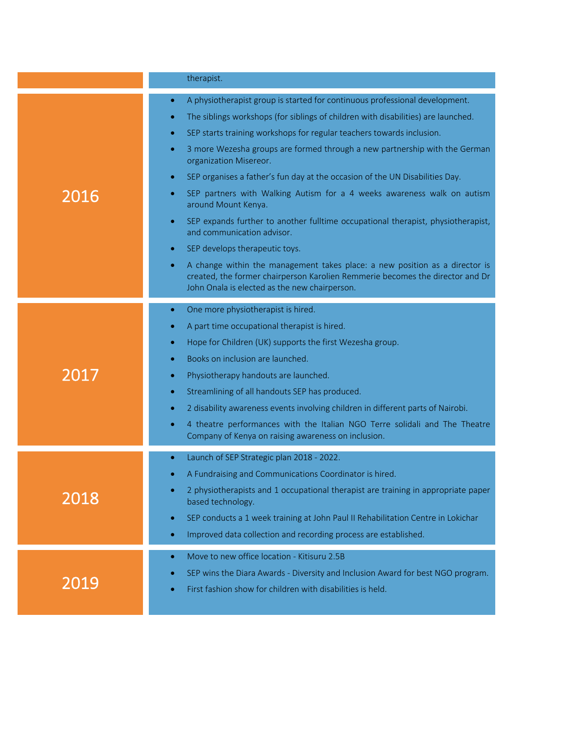| | |
|---|---|
| | therapist. |
| 2016 | • A physiotherapist group is started for continuous professional development.<br>• The siblings workshops (for siblings of children with disabilities) are launched.<br>• SEP starts training workshops for regular teachers towards inclusion.<br>• 3 more Wezesha groups are formed through a new partnership with the German organization Misereor.<br>• SEP organises a father's fun day at the occasion of the UN Disabilities Day.<br>• SEP partners with Walking Autism for a 4 weeks awareness walk on autism around Mount Kenya.<br>• SEP expands further to another fulltime occupational therapist, physiotherapist, and communication advisor.<br>• SEP develops therapeutic toys.<br>• A change within the management takes place: a new position as a director is created, the former chairperson Karolien Remmerie becomes the director and Dr John Onala is elected as the new chairperson. |
| 2017 | • One more physiotherapist is hired.<br>• A part time occupational therapist is hired.<br>• Hope for Children (UK) supports the first Wezesha group.<br>• Books on inclusion are launched.<br>• Physiotherapy handouts are launched.<br>• Streamlining of all handouts SEP has produced.<br>• 2 disability awareness events involving children in different parts of Nairobi.<br>• 4 theatre performances with the Italian NGO Terre solidali and The Theatre Company of Kenya on raising awareness on inclusion. |
| 2018 | • Launch of SEP Strategic plan 2018 - 2022.<br>• A Fundraising and Communications Coordinator is hired.<br>• 2 physiotherapists and 1 occupational therapist are training in appropriate paper based technology.<br>• SEP conducts a 1 week training at John Paul II Rehabilitation Centre in Lokichar<br>• Improved data collection and recording process are established. |
| 2019 | • Move to new office location - Kitisuru 2.5B<br>• SEP wins the Diara Awards - Diversity and Inclusion Award for best NGO program.<br>• First fashion show for children with disabilities is held. |